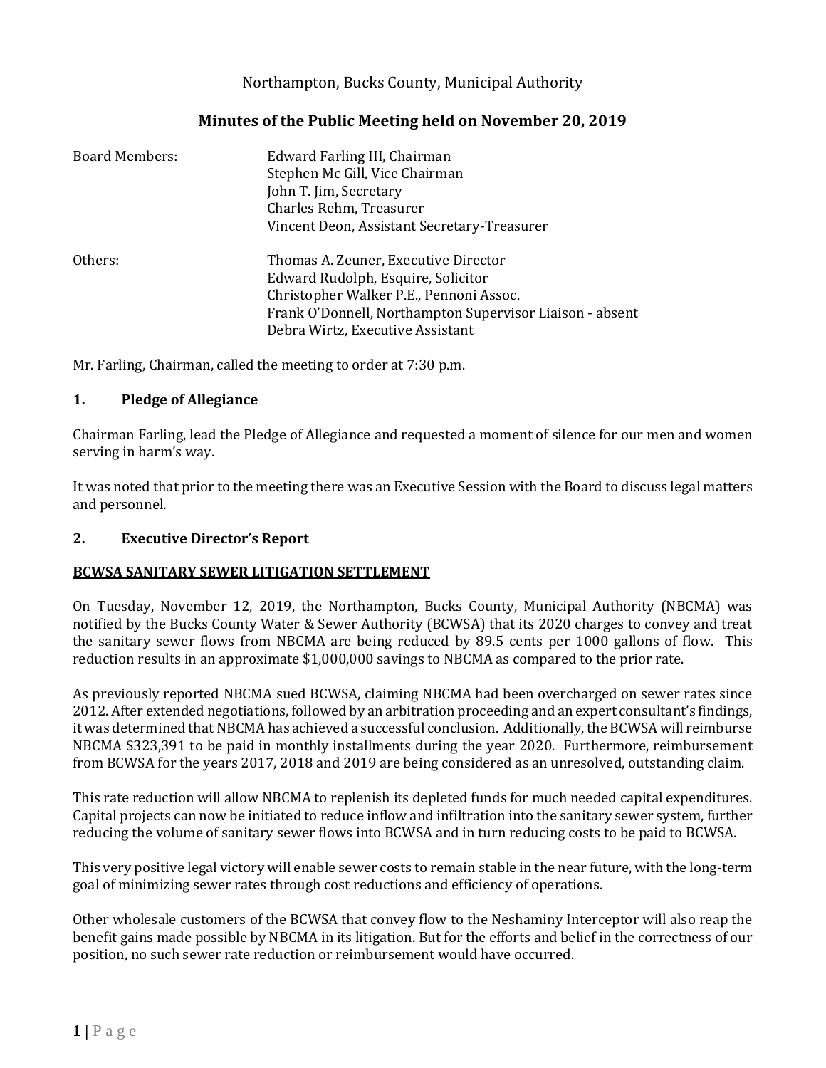Northampton, Bucks County, Municipal Authority

## Minutes of the Public Meeting held on November 20, 2019

Board Members:
- Edward Farling III, Chairman
- Stephen Mc Gill, Vice Chairman
- John T. Jim, Secretary
- Charles Rehm, Treasurer
- Vincent Deon, Assistant Secretary-Treasurer

Others:
- Thomas A. Zeuner, Executive Director
- Edward Rudolph, Esquire, Solicitor
- Christopher Walker P.E., Pennoni Assoc.
- Frank O'Donnell, Northampton Supervisor Liaison - absent
- Debra Wirtz, Executive Assistant

Mr. Farling, Chairman, called the meeting to order at 7:30 p.m.

### 1. Pledge of Allegiance

Chairman Farling, lead the Pledge of Allegiance and requested a moment of silence for our men and women serving in harm's way.

It was noted that prior to the meeting there was an Executive Session with the Board to discuss legal matters and personnel.

### 2. Executive Director's Report

**BCWSA SANITARY SEWER LITIGATION SETTLEMENT**

On Tuesday, November 12, 2019, the Northampton, Bucks County, Municipal Authority (NBCMA) was notified by the Bucks County Water & Sewer Authority (BCWSA) that its 2020 charges to convey and treat the sanitary sewer flows from NBCMA are being reduced by 89.5 cents per 1000 gallons of flow. This reduction results in an approximate $1,000,000 savings to NBCMA as compared to the prior rate.

As previously reported NBCMA sued BCWSA, claiming NBCMA had been overcharged on sewer rates since 2012. After extended negotiations, followed by an arbitration proceeding and an expert consultant's findings, it was determined that NBCMA has achieved a successful conclusion. Additionally, the BCWSA will reimburse NBCMA $323,391 to be paid in monthly installments during the year 2020. Furthermore, reimbursement from BCWSA for the years 2017, 2018 and 2019 are being considered as an unresolved, outstanding claim.

This rate reduction will allow NBCMA to replenish its depleted funds for much needed capital expenditures. Capital projects can now be initiated to reduce inflow and infiltration into the sanitary sewer system, further reducing the volume of sanitary sewer flows into BCWSA and in turn reducing costs to be paid to BCWSA.

This very positive legal victory will enable sewer costs to remain stable in the near future, with the long-term goal of minimizing sewer rates through cost reductions and efficiency of operations.

Other wholesale customers of the BCWSA that convey flow to the Neshaminy Interceptor will also reap the benefit gains made possible by NBCMA in its litigation. But for the efforts and belief in the correctness of our position, no such sewer rate reduction or reimbursement would have occurred.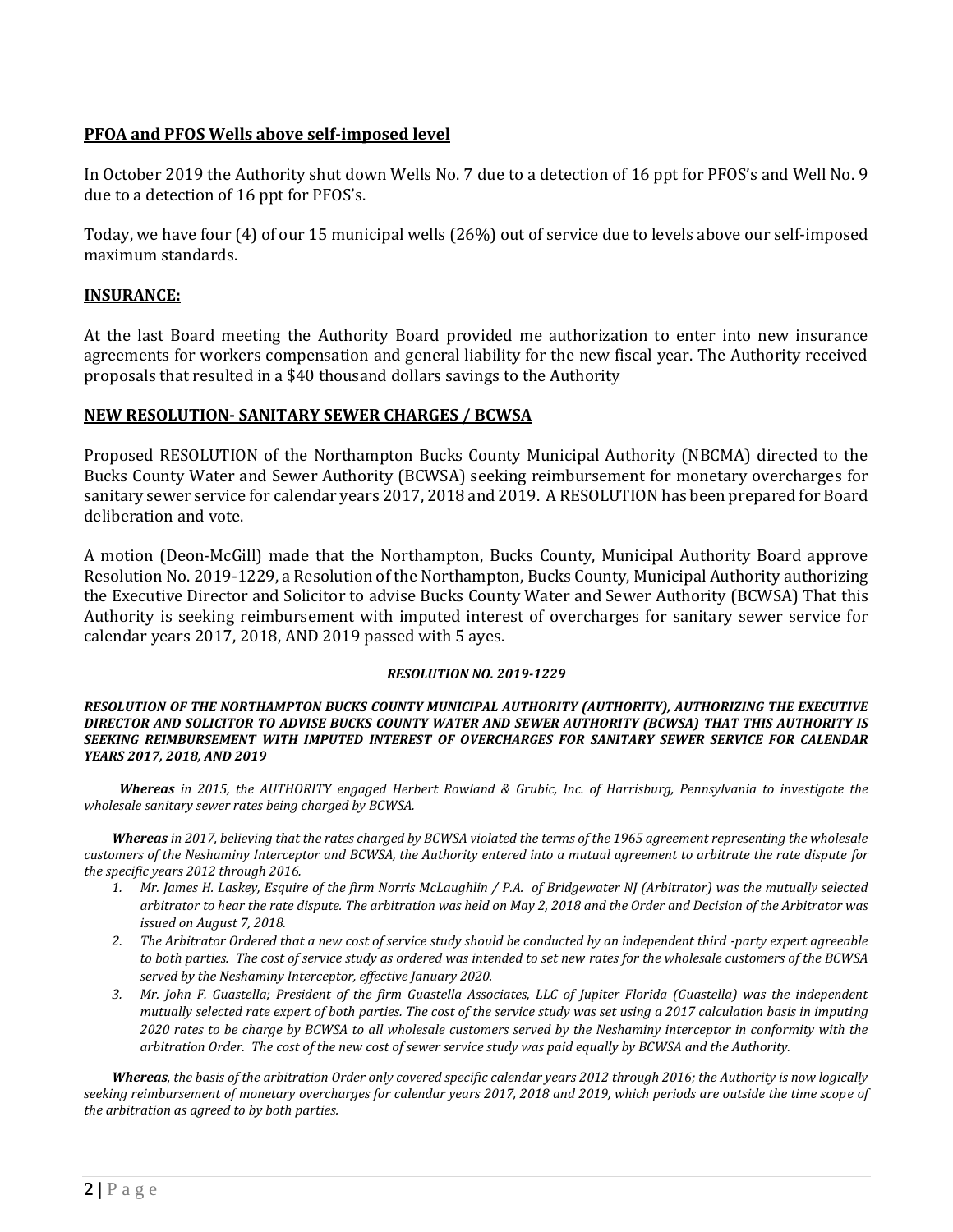**PFOA and PFOS Wells above self-imposed level**

In October 2019 the Authority shut down Wells No. 7 due to a detection of 16 ppt for PFOS's and Well No. 9 due to a detection of 16 ppt for PFOS's.

Today, we have four (4) of our 15 municipal wells (26%) out of service due to levels above our self-imposed maximum standards.

**INSURANCE:**

At the last Board meeting the Authority Board provided me authorization to enter into new insurance agreements for workers compensation and general liability for the new fiscal year. The Authority received proposals that resulted in a $40 thousand dollars savings to the Authority

**NEW RESOLUTION- SANITARY SEWER CHARGES / BCWSA**

Proposed RESOLUTION of the Northampton Bucks County Municipal Authority (NBCMA) directed to the Bucks County Water and Sewer Authority (BCWSA) seeking reimbursement for monetary overcharges for sanitary sewer service for calendar years 2017, 2018 and 2019. A RESOLUTION has been prepared for Board deliberation and vote.

A motion (Deon-McGill) made that the Northampton, Bucks County, Municipal Authority Board approve Resolution No. 2019-1229, a Resolution of the Northampton, Bucks County, Municipal Authority authorizing the Executive Director and Solicitor to advise Bucks County Water and Sewer Authority (BCWSA) That this Authority is seeking reimbursement with imputed interest of overcharges for sanitary sewer service for calendar years 2017, 2018, AND 2019 passed with 5 ayes.

***RESOLUTION NO. 2019-1229***

***RESOLUTION OF THE NORTHAMPTON BUCKS COUNTY MUNICIPAL AUTHORITY (AUTHORITY), AUTHORIZING THE EXECUTIVE DIRECTOR AND SOLICITOR TO ADVISE BUCKS COUNTY WATER AND SEWER AUTHORITY (BCWSA) THAT THIS AUTHORITY IS SEEKING REIMBURSEMENT WITH IMPUTED INTEREST OF OVERCHARGES FOR SANITARY SEWER SERVICE FOR CALENDAR YEARS 2017, 2018, AND 2019***

***Whereas*** *in 2015, the AUTHORITY engaged Herbert Rowland & Grubic, Inc. of Harrisburg, Pennsylvania to investigate the wholesale sanitary sewer rates being charged by BCWSA.*

***Whereas*** *in 2017, believing that the rates charged by BCWSA violated the terms of the 1965 agreement representing the wholesale customers of the Neshaminy Interceptor and BCWSA, the Authority entered into a mutual agreement to arbitrate the rate dispute for the specific years 2012 through 2016.*

1. *Mr. James H. Laskey, Esquire of the firm Norris McLaughlin / P.A. of Bridgewater NJ (Arbitrator) was the mutually selected arbitrator to hear the rate dispute. The arbitration was held on May 2, 2018 and the Order and Decision of the Arbitrator was issued on August 7, 2018.*
2. *The Arbitrator Ordered that a new cost of service study should be conducted by an independent third -party expert agreeable to both parties. The cost of service study as ordered was intended to set new rates for the wholesale customers of the BCWSA served by the Neshaminy Interceptor, effective January 2020.*
3. *Mr. John F. Guastella; President of the firm Guastella Associates, LLC of Jupiter Florida (Guastella) was the independent mutually selected rate expert of both parties. The cost of the service study was set using a 2017 calculation basis in imputing 2020 rates to be charge by BCWSA to all wholesale customers served by the Neshaminy interceptor in conformity with the arbitration Order. The cost of the new cost of sewer service study was paid equally by BCWSA and the Authority.*

***Whereas****, the basis of the arbitration Order only covered specific calendar years 2012 through 2016; the Authority is now logically seeking reimbursement of monetary overcharges for calendar years 2017, 2018 and 2019, which periods are outside the time scope of the arbitration as agreed to by both parties.*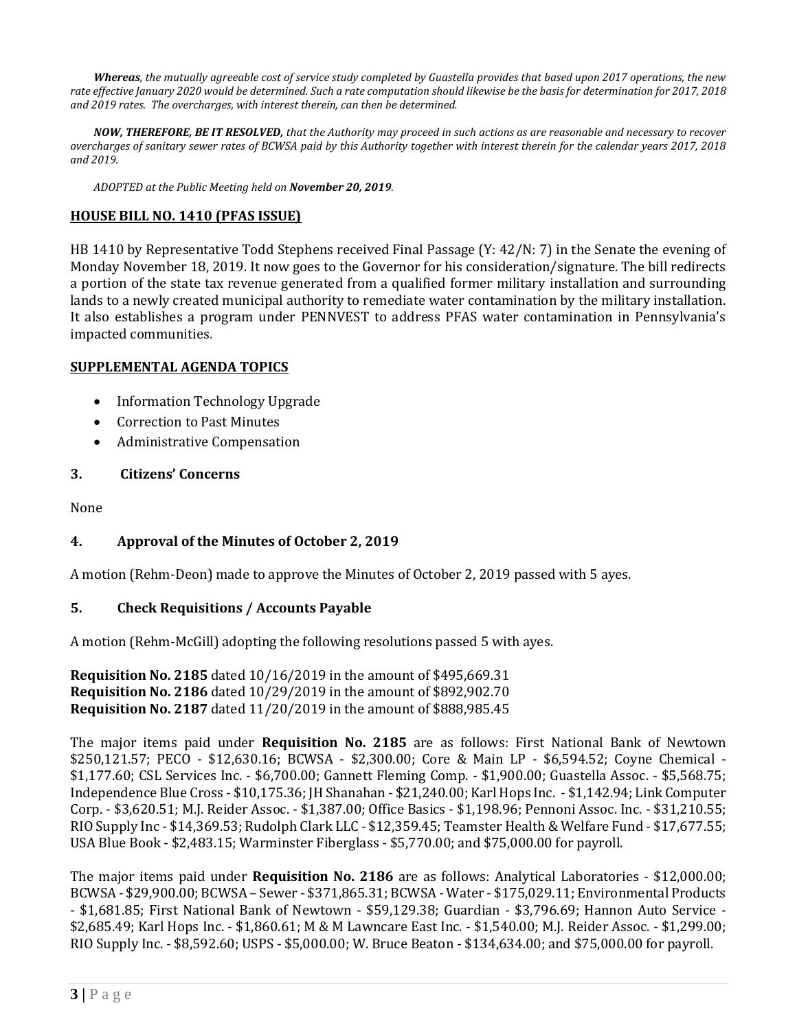***Whereas****, the mutually agreeable cost of service study completed by Guastella provides that based upon 2017 operations, the new rate effective January 2020 would be determined. Such a rate computation should likewise be the basis for determination for 2017, 2018 and 2019 rates. The overcharges, with interest therein, can then be determined.*

***NOW, THEREFORE, BE IT RESOLVED****, that the Authority may proceed in such actions as are reasonable and necessary to recover overcharges of sanitary sewer rates of BCWSA paid by this Authority together with interest therein for the calendar years 2017, 2018 and 2019.*

*ADOPTED at the Public Meeting held on* ***November 20, 2019****.*

**HOUSE BILL NO. 1410 (PFAS ISSUE)**

HB 1410 by Representative Todd Stephens received Final Passage (Y: 42/N: 7) in the Senate the evening of Monday November 18, 2019. It now goes to the Governor for his consideration/signature. The bill redirects a portion of the state tax revenue generated from a qualified former military installation and surrounding lands to a newly created municipal authority to remediate water contamination by the military installation. It also establishes a program under PENNVEST to address PFAS water contamination in Pennsylvania's impacted communities.

**SUPPLEMENTAL AGENDA TOPICS**

- Information Technology Upgrade
- Correction to Past Minutes
- Administrative Compensation

## 3. Citizens' Concerns

None

## 4. Approval of the Minutes of October 2, 2019

A motion (Rehm-Deon) made to approve the Minutes of October 2, 2019 passed with 5 ayes.

## 5. Check Requisitions / Accounts Payable

A motion (Rehm-McGill) adopting the following resolutions passed 5 with ayes.

**Requisition No. 2185** dated 10/16/2019 in the amount of $495,669.31
**Requisition No. 2186** dated 10/29/2019 in the amount of $892,902.70
**Requisition No. 2187** dated 11/20/2019 in the amount of $888,985.45

The major items paid under **Requisition No. 2185** are as follows: First National Bank of Newtown $250,121.57; PECO - $12,630.16; BCWSA - $2,300.00; Core & Main LP - $6,594.52; Coyne Chemical - $1,177.60; CSL Services Inc. - $6,700.00; Gannett Fleming Comp. - $1,900.00; Guastella Assoc. - $5,568.75; Independence Blue Cross - $10,175.36; JH Shanahan - $21,240.00; Karl Hops Inc. - $1,142.94; Link Computer Corp. - $3,620.51; M.J. Reider Assoc. - $1,387.00; Office Basics - $1,198.96; Pennoni Assoc. Inc. - $31,210.55; RIO Supply Inc - $14,369.53; Rudolph Clark LLC - $12,359.45; Teamster Health & Welfare Fund - $17,677.55; USA Blue Book - $2,483.15; Warminster Fiberglass - $5,770.00; and $75,000.00 for payroll.

The major items paid under **Requisition No. 2186** are as follows: Analytical Laboratories - $12,000.00; BCWSA - $29,900.00; BCWSA – Sewer - $371,865.31; BCWSA - Water - $175,029.11; Environmental Products - $1,681.85; First National Bank of Newtown - $59,129.38; Guardian - $3,796.69; Hannon Auto Service - $2,685.49; Karl Hops Inc. - $1,860.61; M & M Lawncare East Inc. - $1,540.00; M.J. Reider Assoc. - $1,299.00; RIO Supply Inc. - $8,592.60; USPS - $5,000.00; W. Bruce Beaton - $134,634.00; and $75,000.00 for payroll.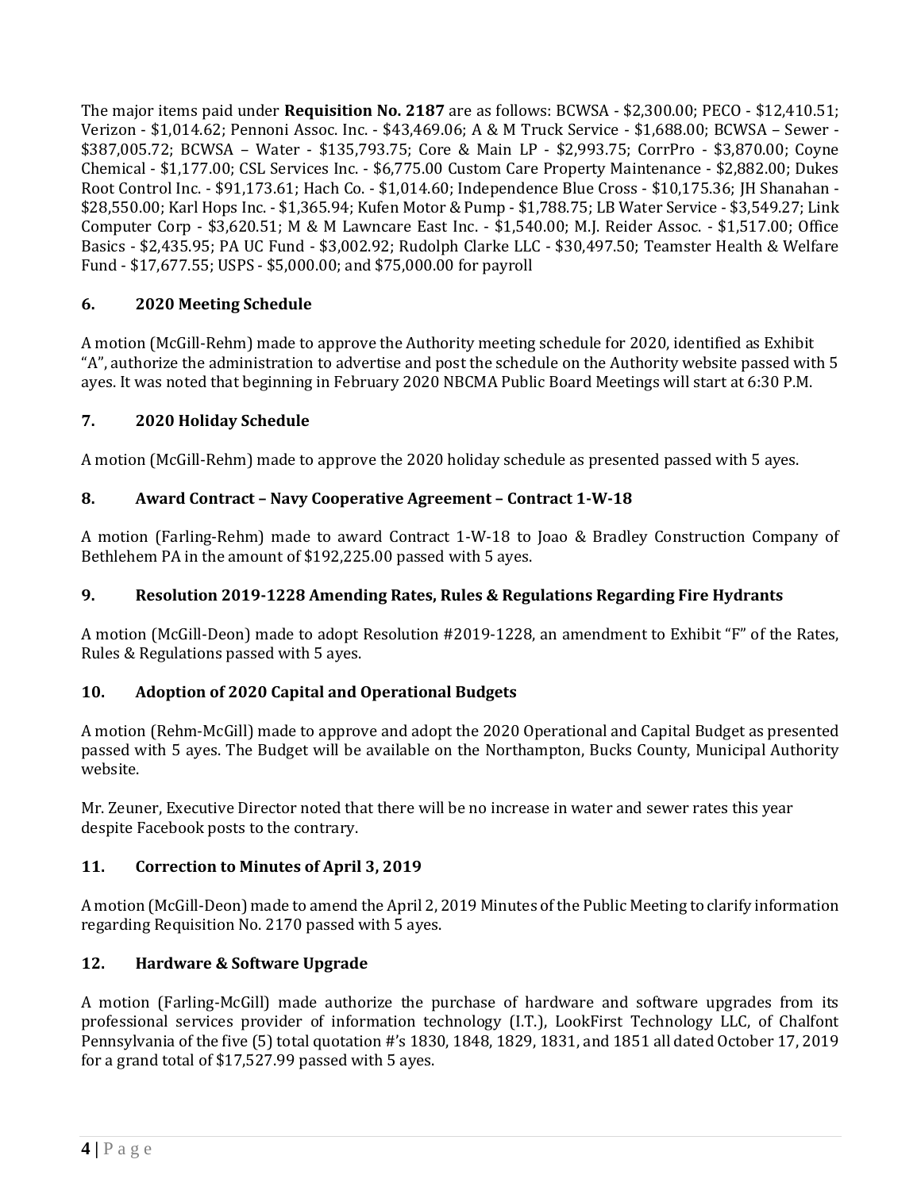The major items paid under **Requisition No. 2187** are as follows: BCWSA - $2,300.00; PECO - $12,410.51; Verizon - $1,014.62; Pennoni Assoc. Inc. - $43,469.06; A & M Truck Service - $1,688.00; BCWSA – Sewer - $387,005.72; BCWSA – Water - $135,793.75; Core & Main LP - $2,993.75; CorrPro - $3,870.00; Coyne Chemical - $1,177.00; CSL Services Inc. - $6,775.00 Custom Care Property Maintenance - $2,882.00; Dukes Root Control Inc. - $91,173.61; Hach Co. - $1,014.60; Independence Blue Cross - $10,175.36; JH Shanahan - $28,550.00; Karl Hops Inc. - $1,365.94; Kufen Motor & Pump - $1,788.75; LB Water Service - $3,549.27; Link Computer Corp - $3,620.51; M & M Lawncare East Inc. - $1,540.00; M.J. Reider Assoc. - $1,517.00; Office Basics - $2,435.95; PA UC Fund - $3,002.92; Rudolph Clarke LLC - $30,497.50; Teamster Health & Welfare Fund - $17,677.55; USPS - $5,000.00; and $75,000.00 for payroll

### 6. 2020 Meeting Schedule

A motion (McGill-Rehm) made to approve the Authority meeting schedule for 2020, identified as Exhibit "A", authorize the administration to advertise and post the schedule on the Authority website passed with 5 ayes. It was noted that beginning in February 2020 NBCMA Public Board Meetings will start at 6:30 P.M.

### 7. 2020 Holiday Schedule

A motion (McGill-Rehm) made to approve the 2020 holiday schedule as presented passed with 5 ayes.

### 8. Award Contract – Navy Cooperative Agreement – Contract 1-W-18

A motion (Farling-Rehm) made to award Contract 1-W-18 to Joao & Bradley Construction Company of Bethlehem PA in the amount of $192,225.00 passed with 5 ayes.

### 9. Resolution 2019-1228 Amending Rates, Rules & Regulations Regarding Fire Hydrants

A motion (McGill-Deon) made to adopt Resolution #2019-1228, an amendment to Exhibit "F" of the Rates, Rules & Regulations passed with 5 ayes.

### 10. Adoption of 2020 Capital and Operational Budgets

A motion (Rehm-McGill) made to approve and adopt the 2020 Operational and Capital Budget as presented passed with 5 ayes. The Budget will be available on the Northampton, Bucks County, Municipal Authority website.

Mr. Zeuner, Executive Director noted that there will be no increase in water and sewer rates this year despite Facebook posts to the contrary.

### 11. Correction to Minutes of April 3, 2019

A motion (McGill-Deon) made to amend the April 2, 2019 Minutes of the Public Meeting to clarify information regarding Requisition No. 2170 passed with 5 ayes.

### 12. Hardware & Software Upgrade

A motion (Farling-McGill) made authorize the purchase of hardware and software upgrades from its professional services provider of information technology (I.T.), LookFirst Technology LLC, of Chalfont Pennsylvania of the five (5) total quotation #'s 1830, 1848, 1829, 1831, and 1851 all dated October 17, 2019 for a grand total of $17,527.99 passed with 5 ayes.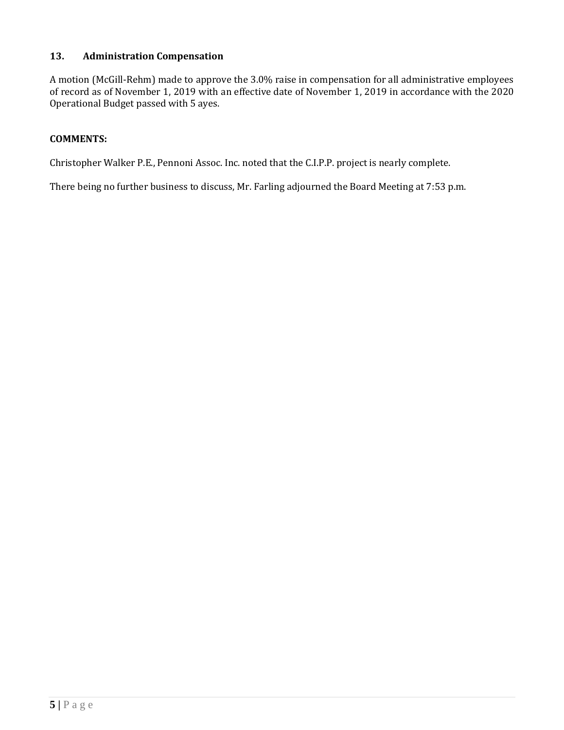### 13. Administration Compensation

A motion (McGill-Rehm) made to approve the 3.0% raise in compensation for all administrative employees of record as of November 1, 2019 with an effective date of November 1, 2019 in accordance with the 2020 Operational Budget passed with 5 ayes.

**COMMENTS:**

Christopher Walker P.E., Pennoni Assoc. Inc. noted that the C.I.P.P. project is nearly complete.

There being no further business to discuss, Mr. Farling adjourned the Board Meeting at 7:53 p.m.